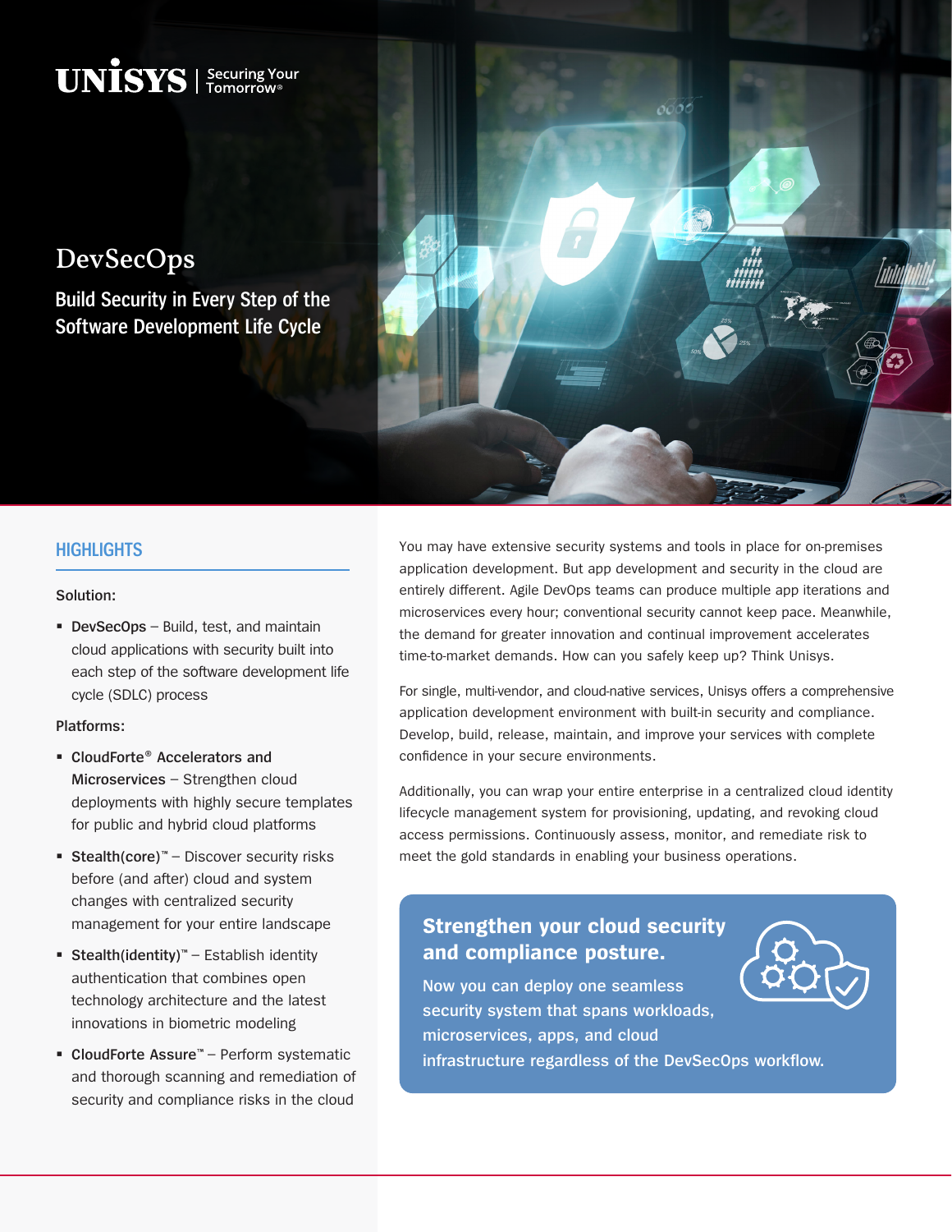UNISYS | Securing Your Tomorrow®

# DevSecOps

## Build Security in Every Step of the Software Development Life Cycle

### HIGHLIGHTS

**Solution:**

- **DevSecOps** – Build, test, and maintain cloud applications with security built into each step of the software development life cycle (SDLC) process

**Platforms:**

- **CloudForte® Accelerators and Microservices** – Strengthen cloud deployments with highly secure templates for public and hybrid cloud platforms
- **Stealth(core)™** – Discover security risks before (and after) cloud and system changes with centralized security management for your entire landscape
- **Stealth(identity)™** – Establish identity authentication that combines open technology architecture and the latest innovations in biometric modeling
- **CloudForte Assure™** – Perform systematic and thorough scanning and remediation of security and compliance risks in the cloud

You may have extensive security systems and tools in place for on-premises application development. But app development and security in the cloud are entirely different. Agile DevOps teams can produce multiple app iterations and microservices every hour; conventional security cannot keep pace. Meanwhile, the demand for greater innovation and continual improvement accelerates time-to-market demands. How can you safely keep up? Think Unisys.

For single, multi-vendor, and cloud-native services, Unisys offers a comprehensive application development environment with built-in security and compliance. Develop, build, release, maintain, and improve your services with complete confidence in your secure environments.

Additionally, you can wrap your entire enterprise in a centralized cloud identity lifecycle management system for provisioning, updating, and revoking cloud access permissions. Continuously assess, monitor, and remediate risk to meet the gold standards in enabling your business operations.

### Strengthen your cloud security and compliance posture.

Now you can deploy one seamless security system that spans workloads, microservices, apps, and cloud infrastructure regardless of the DevSecOps workflow.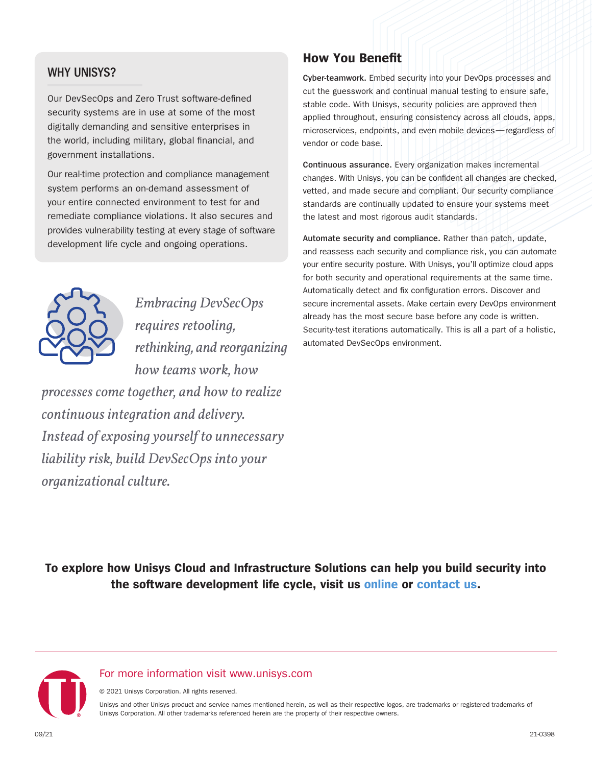## WHY UNISYS?

Our DevSecOps and Zero Trust software-defined security systems are in use at some of the most digitally demanding and sensitive enterprises in the world, including military, global financial, and government installations.

Our real-time protection and compliance management system performs an on-demand assessment of your entire connected environment to test for and remediate compliance violations. It also secures and provides vulnerability testing at every stage of software development life cycle and ongoing operations.

*Embracing DevSecOps requires retooling, rethinking, and reorganizing how teams work, how processes come together, and how to realize continuous integration and delivery. Instead of exposing yourself to unnecessary liability risk, build DevSecOps into your organizational culture.*

## How You Benefit

**Cyber-teamwork.** Embed security into your DevOps processes and cut the guesswork and continual manual testing to ensure safe, stable code. With Unisys, security policies are approved then applied throughout, ensuring consistency across all clouds, apps, microservices, endpoints, and even mobile devices—regardless of vendor or code base.

**Continuous assurance.** Every organization makes incremental changes. With Unisys, you can be confident all changes are checked, vetted, and made secure and compliant. Our security compliance standards are continually updated to ensure your systems meet the latest and most rigorous audit standards.

**Automate security and compliance.** Rather than patch, update, and reassess each security and compliance risk, you can automate your entire security posture. With Unisys, you'll optimize cloud apps for both security and operational requirements at the same time. Automatically detect and fix configuration errors. Discover and secure incremental assets. Make certain every DevOps environment already has the most secure base before any code is written. Security-test iterations automatically. This is all a part of a holistic, automated DevSecOps environment.

**To explore how Unisys Cloud and Infrastructure Solutions can help you build security into the software development life cycle, visit us online or contact us.**

For more information visit www.unisys.com

© 2021 Unisys Corporation. All rights reserved.

Unisys and other Unisys product and service names mentioned herein, as well as their respective logos, are trademarks or registered trademarks of Unisys Corporation. All other trademarks referenced herein are the property of their respective owners.

09/21

21-0398